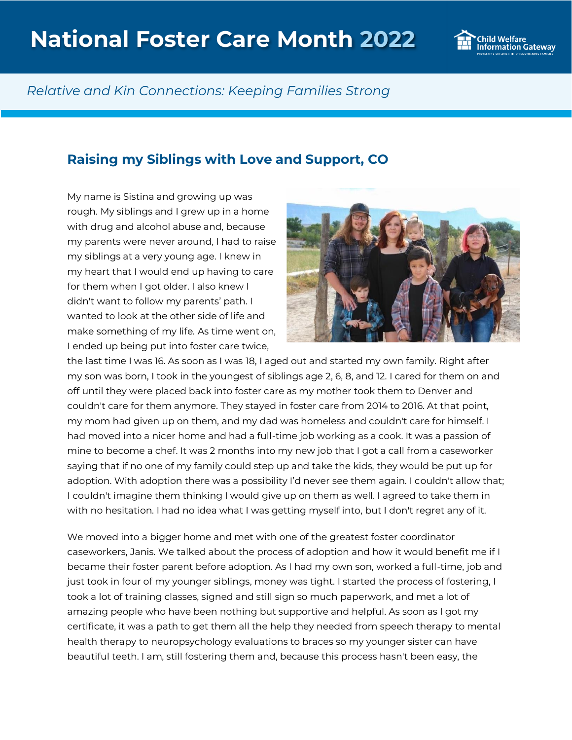# National Foster Care Month 2022

*Relative and Kin Connections: Keeping Families Strong*

## Raising my Siblings with Love and Support, CO

My name is Sistina and growing up was rough. My siblings and I grew up in a home with drug and alcohol abuse and, because my parents were never around, I had to raise my siblings at a very young age. I knew in my heart that I would end up having to care for them when I got older. I also knew I didn't want to follow my parents' path. I wanted to look at the other side of life and make something of my life. As time went on, I ended up being put into foster care twice, the last time I was 16. As soon as I was 18, I aged out and started my own family. Right after my son was born, I took in the youngest of siblings age 2, 6, 8, and 12. I cared for them on and off until they were placed back into foster care as my mother took them to Denver and couldn't care for them anymore. They stayed in foster care from 2014 to 2016. At that point, my mom had given up on them, and my dad was homeless and couldn't care for himself. I had moved into a nicer home and had a full-time job working as a cook. It was a passion of mine to become a chef. It was 2 months into my new job that I got a call from a caseworker saying that if no one of my family could step up and take the kids, they would be put up for adoption. With adoption there was a possibility I'd never see them again. I couldn't allow that; I couldn't imagine them thinking I would give up on them as well. I agreed to take them in with no hesitation. I had no idea what I was getting myself into, but I don't regret any of it.

We moved into a bigger home and met with one of the greatest foster coordinator caseworkers, Janis. We talked about the process of adoption and how it would benefit me if I became their foster parent before adoption. As I had my own son, worked a full-time, job and just took in four of my younger siblings, money was tight. I started the process of fostering, I took a lot of training classes, signed and still sign so much paperwork, and met a lot of amazing people who have been nothing but supportive and helpful. As soon as I got my certificate, it was a path to get them all the help they needed from speech therapy to mental health therapy to neuropsychology evaluations to braces so my younger sister can have beautiful teeth. I am, still fostering them and, because this process hasn't been easy, the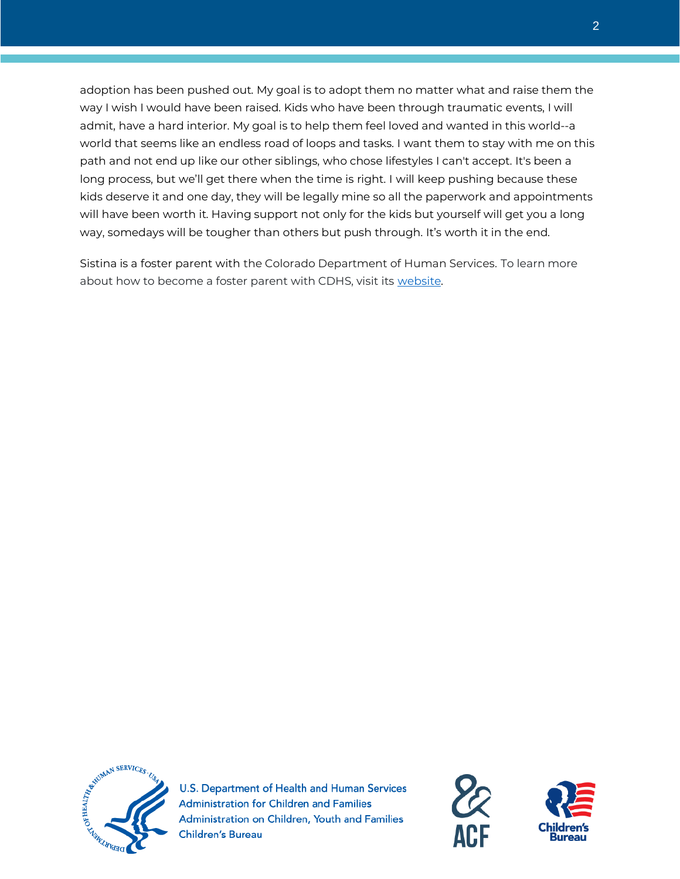adoption has been pushed out. My goal is to adopt them no matter what and raise them the way I wish I would have been raised. Kids who have been through traumatic events, I will admit, have a hard interior. My goal is to help them feel loved and wanted in this world--a world that seems like an endless road of loops and tasks. I want them to stay with me on this path and not end up like our other siblings, who chose lifestyles I can't accept. It's been a long process, but we'll get there when the time is right. I will keep pushing because these kids deserve it and one day, they will be legally mine so all the paperwork and appointments will have been worth it. Having support not only for the kids but yourself will get you a long way, somedays will be tougher than others but push through. It's worth it in the end.

Sistina is a foster parent with the Colorado Department of Human Services. To learn more about how to become a foster parent with CDHS, visit its [website](#).

U.S. Department of Health and Human Services
Administration for Children and Families
Administration on Children, Youth and Families
Children's Bureau